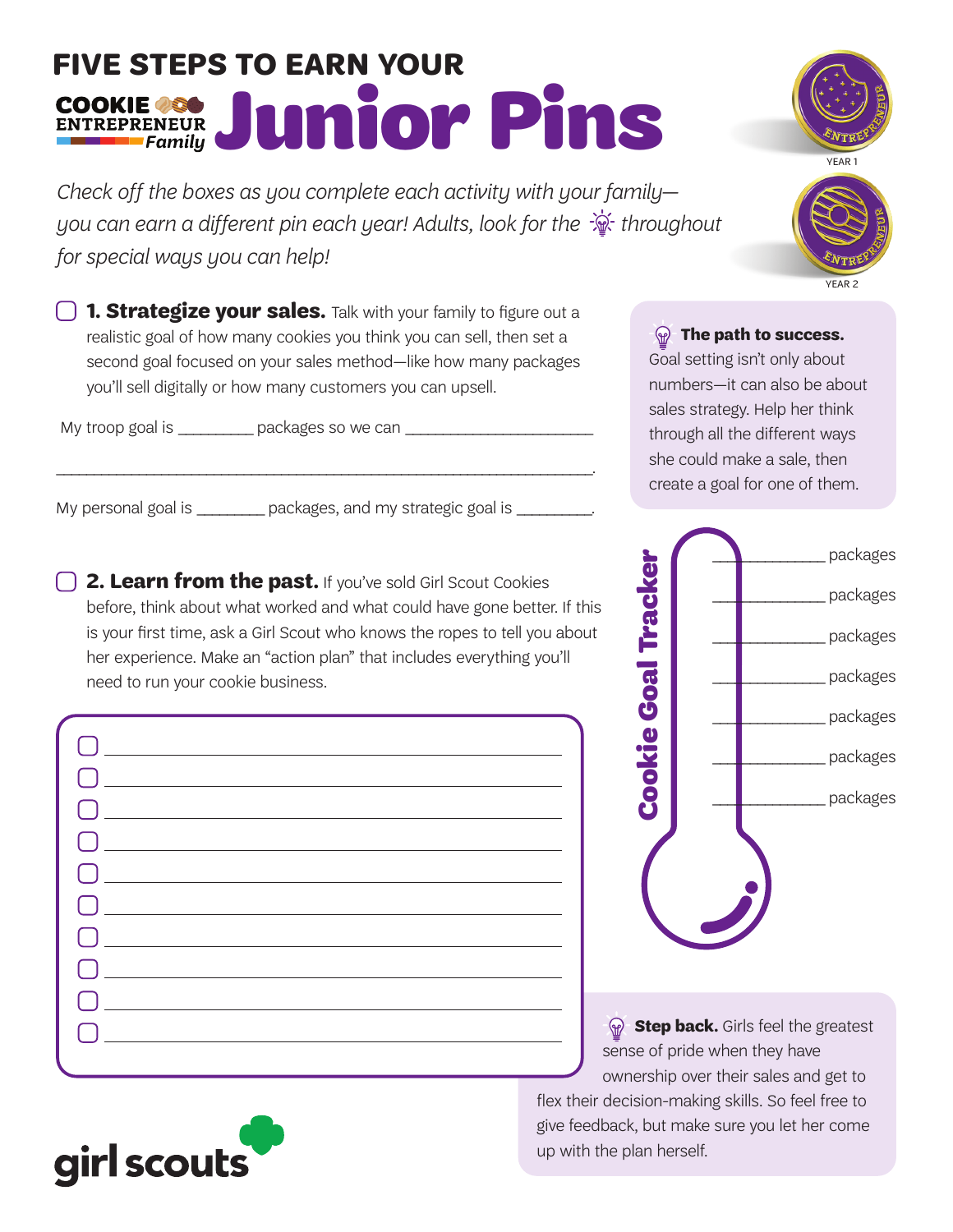# FIVE STEPS TO EARN YOUR COOKIE ENTREPRENEUR Family Junior Pins

YEAR 1

YEAR 2

*Check off the boxes as you complete each activity with your family—you can earn a different pin each year! Adults, look for the 💡 throughout for special ways you can help!*

☐ **1. Strategize your sales.** Talk with your family to figure out a realistic goal of how many cookies you think you can sell, then set a second goal focused on your sales method—like how many packages you'll sell digitally or how many customers you can upsell.

My troop goal is ________ packages so we can _____________________

_________________________________________________________________.

My personal goal is _______ packages, and my strategic goal is ________.

> 💡 **The path to success.** Goal setting isn't only about numbers—it can also be about sales strategy. Help her think through all the different ways she could make a sale, then create a goal for one of them.

**Cookie Goal Tracker**

____________ packages

____________ packages

____________ packages

____________ packages

____________ packages

____________ packages

____________ packages

☐ **2. Learn from the past.** If you've sold Girl Scout Cookies before, think about what worked and what could have gone better. If this is your first time, ask a Girl Scout who knows the ropes to tell you about her experience. Make an "action plan" that includes everything you'll need to run your cookie business.

- ☐ ______________________________
- ☐ ______________________________
- ☐ ______________________________
- ☐ ______________________________
- ☐ ______________________________
- ☐ ______________________________
- ☐ ______________________________
- ☐ ______________________________
- ☐ ______________________________
- ☐ ______________________________

> 💡 **Step back.** Girls feel the greatest sense of pride when they have ownership over their sales and get to flex their decision-making skills. So feel free to give feedback, but make sure you let her come up with the plan herself.

girl scouts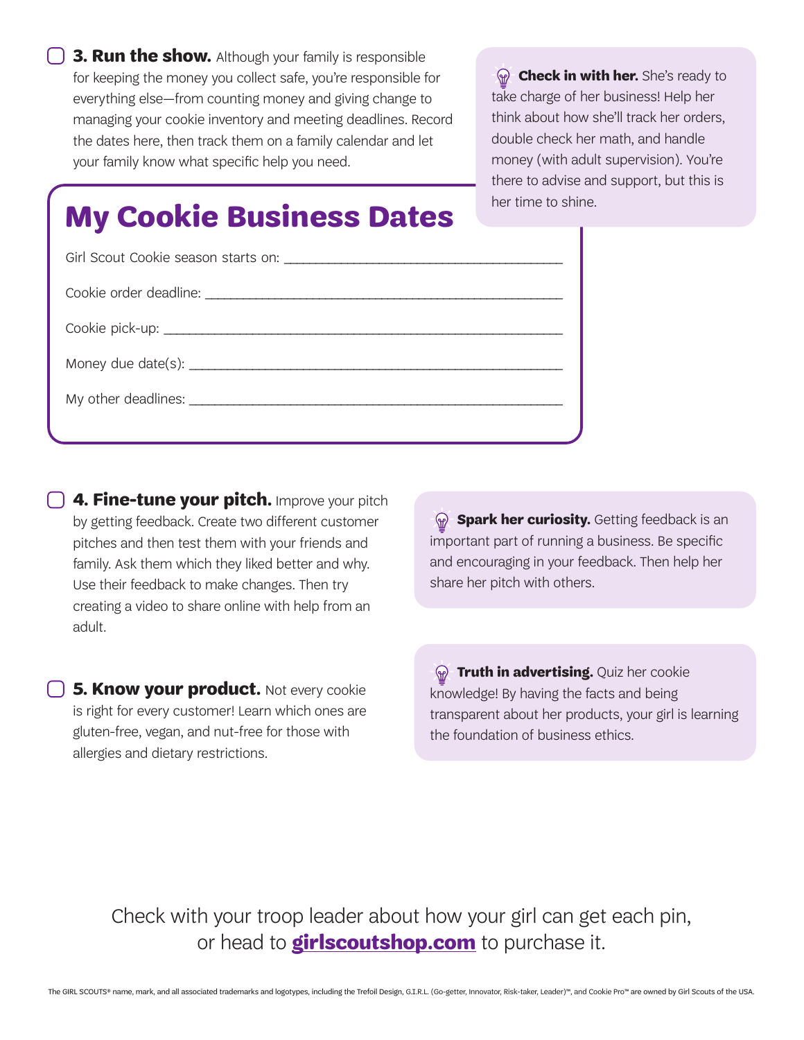☐ **3. Run the show.** Although your family is responsible for keeping the money you collect safe, you're responsible for everything else—from counting money and giving change to managing your cookie inventory and meeting deadlines. Record the dates here, then track them on a family calendar and let your family know what specific help you need.

**Check in with her.** She's ready to take charge of her business! Help her think about how she'll track her orders, double check her math, and handle money (with adult supervision). You're there to advise and support, but this is her time to shine.

## My Cookie Business Dates

Girl Scout Cookie season starts on: ______________________________

Cookie order deadline: ______________________________

Cookie pick-up: ______________________________

Money due date(s): ______________________________

My other deadlines: ______________________________

☐ **4. Fine-tune your pitch.** Improve your pitch by getting feedback. Create two different customer pitches and then test them with your friends and family. Ask them which they liked better and why. Use their feedback to make changes. Then try creating a video to share online with help from an adult.

**Spark her curiosity.** Getting feedback is an important part of running a business. Be specific and encouraging in your feedback. Then help her share her pitch with others.

☐ **5. Know your product.** Not every cookie is right for every customer! Learn which ones are gluten-free, vegan, and nut-free for those with allergies and dietary restrictions.

**Truth in advertising.** Quiz her cookie knowledge! By having the facts and being transparent about her products, your girl is learning the foundation of business ethics.

Check with your troop leader about how your girl can get each pin, or head to **girlscoutshop.com** to purchase it.

The GIRL SCOUTS® name, mark, and all associated trademarks and logotypes, including the Trefoil Design, G.I.R.L. (Go-getter, Innovator, Risk-taker, Leader)™, and Cookie Pro™ are owned by Girl Scouts of the USA.